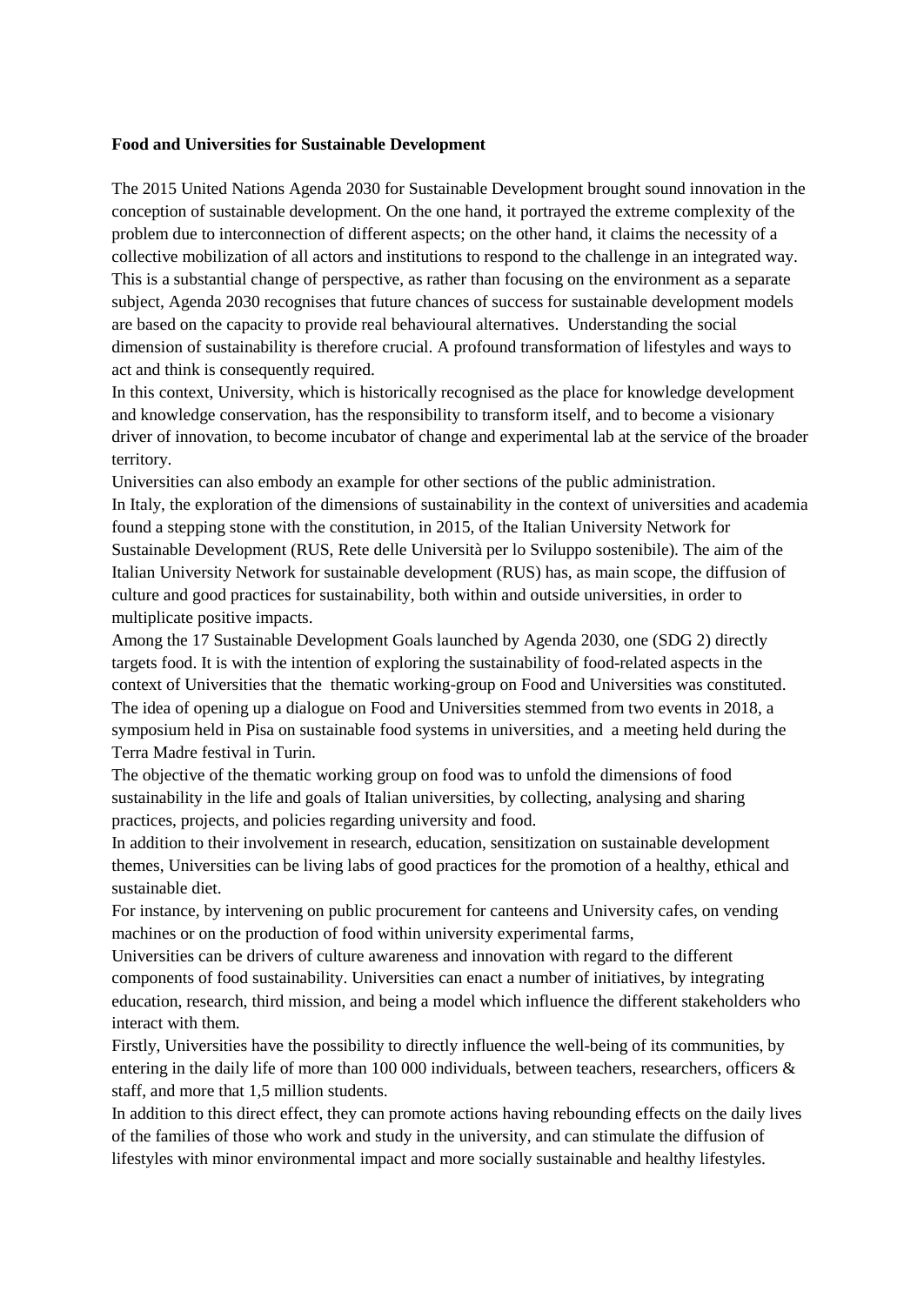**Food and Universities for Sustainable Development**

The 2015 United Nations Agenda 2030 for Sustainable Development brought sound innovation in the conception of sustainable development. On the one hand, it portrayed the extreme complexity of the problem due to interconnection of different aspects; on the other hand, it claims the necessity of a collective mobilization of all actors and institutions to respond to the challenge in an integrated way. This is a substantial change of perspective, as rather than focusing on the environment as a separate subject, Agenda 2030 recognises that future chances of success for sustainable development models are based on the capacity to provide real behavioural alternatives. Understanding the social dimension of sustainability is therefore crucial. A profound transformation of lifestyles and ways to act and think is consequently required.

In this context, University, which is historically recognised as the place for knowledge development and knowledge conservation, has the responsibility to transform itself, and to become a visionary driver of innovation, to become incubator of change and experimental lab at the service of the broader territory.

Universities can also embody an example for other sections of the public administration.

In Italy, the exploration of the dimensions of sustainability in the context of universities and academia found a stepping stone with the constitution, in 2015, of the Italian University Network for Sustainable Development (RUS, Rete delle Università per lo Sviluppo sostenibile). The aim of the Italian University Network for sustainable development (RUS) has, as main scope, the diffusion of culture and good practices for sustainability, both within and outside universities, in order to multiplicate positive impacts.

Among the 17 Sustainable Development Goals launched by Agenda 2030, one (SDG 2) directly targets food. It is with the intention of exploring the sustainability of food-related aspects in the context of Universities that the thematic working-group on Food and Universities was constituted. The idea of opening up a dialogue on Food and Universities stemmed from two events in 2018, a symposium held in Pisa on sustainable food systems in universities, and a meeting held during the Terra Madre festival in Turin.

The objective of the thematic working group on food was to unfold the dimensions of food sustainability in the life and goals of Italian universities, by collecting, analysing and sharing practices, projects, and policies regarding university and food.

In addition to their involvement in research, education, sensitization on sustainable development themes, Universities can be living labs of good practices for the promotion of a healthy, ethical and sustainable diet.

For instance, by intervening on public procurement for canteens and University cafes, on vending machines or on the production of food within university experimental farms,

Universities can be drivers of culture awareness and innovation with regard to the different components of food sustainability. Universities can enact a number of initiatives, by integrating education, research, third mission, and being a model which influence the different stakeholders who interact with them.

Firstly, Universities have the possibility to directly influence the well-being of its communities, by entering in the daily life of more than 100 000 individuals, between teachers, researchers, officers & staff, and more that 1,5 million students.

In addition to this direct effect, they can promote actions having rebounding effects on the daily lives of the families of those who work and study in the university, and can stimulate the diffusion of lifestyles with minor environmental impact and more socially sustainable and healthy lifestyles.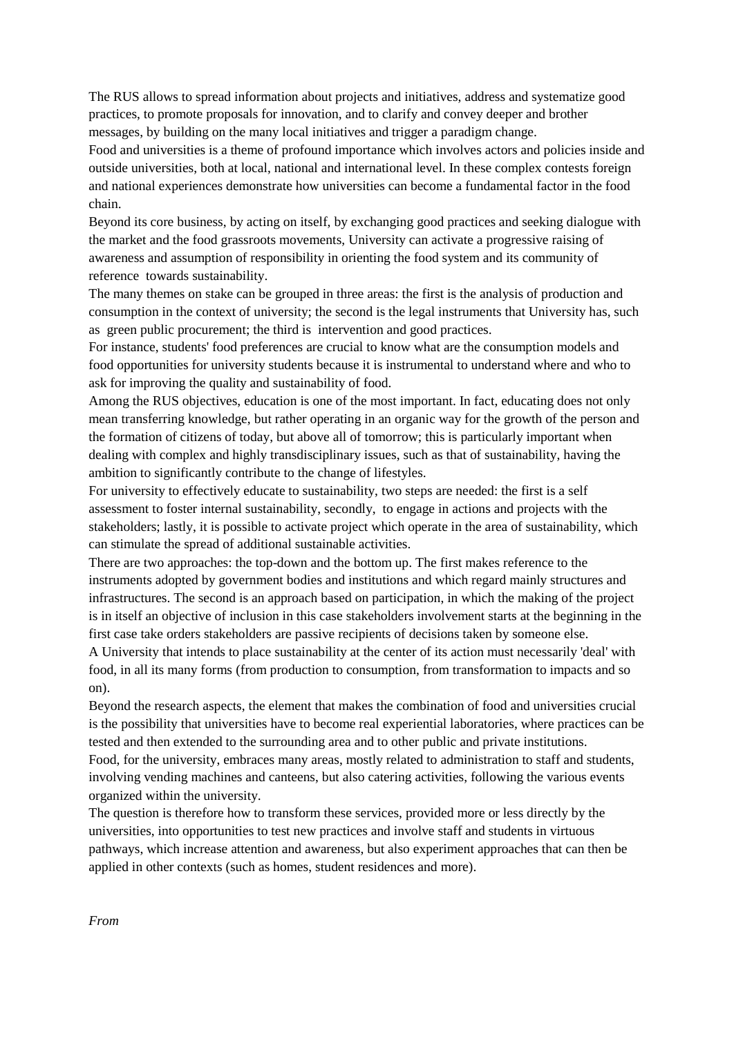The RUS allows to spread information about projects and initiatives, address and systematize good practices, to promote proposals for innovation, and to clarify and convey deeper and brother messages, by building on the many local initiatives and trigger a paradigm change.

Food and universities is a theme of profound importance which involves actors and policies inside and outside universities, both at local, national and international level. In these complex contests foreign and national experiences demonstrate how universities can become a fundamental factor in the food chain.

Beyond its core business, by acting on itself, by exchanging good practices and seeking dialogue with the market and the food grassroots movements, University can activate a progressive raising of awareness and assumption of responsibility in orienting the food system and its community of reference towards sustainability.

The many themes on stake can be grouped in three areas: the first is the analysis of production and consumption in the context of university; the second is the legal instruments that University has, such as green public procurement; the third is intervention and good practices.

For instance, students' food preferences are crucial to know what are the consumption models and food opportunities for university students because it is instrumental to understand where and who to ask for improving the quality and sustainability of food.

Among the RUS objectives, education is one of the most important. In fact, educating does not only mean transferring knowledge, but rather operating in an organic way for the growth of the person and the formation of citizens of today, but above all of tomorrow; this is particularly important when dealing with complex and highly transdisciplinary issues, such as that of sustainability, having the ambition to significantly contribute to the change of lifestyles.

For university to effectively educate to sustainability, two steps are needed: the first is a self assessment to foster internal sustainability, secondly, to engage in actions and projects with the stakeholders; lastly, it is possible to activate project which operate in the area of sustainability, which can stimulate the spread of additional sustainable activities.

There are two approaches: the top-down and the bottom up. The first makes reference to the instruments adopted by government bodies and institutions and which regard mainly structures and infrastructures. The second is an approach based on participation, in which the making of the project is in itself an objective of inclusion in this case stakeholders involvement starts at the beginning in the first case take orders stakeholders are passive recipients of decisions taken by someone else.

A University that intends to place sustainability at the center of its action must necessarily 'deal' with food, in all its many forms (from production to consumption, from transformation to impacts and so on).

Beyond the research aspects, the element that makes the combination of food and universities crucial is the possibility that universities have to become real experiential laboratories, where practices can be tested and then extended to the surrounding area and to other public and private institutions.

Food, for the university, embraces many areas, mostly related to administration to staff and students, involving vending machines and canteens, but also catering activities, following the various events organized within the university.

The question is therefore how to transform these services, provided more or less directly by the universities, into opportunities to test new practices and involve staff and students in virtuous pathways, which increase attention and awareness, but also experiment approaches that can then be applied in other contexts (such as homes, student residences and more).

*From*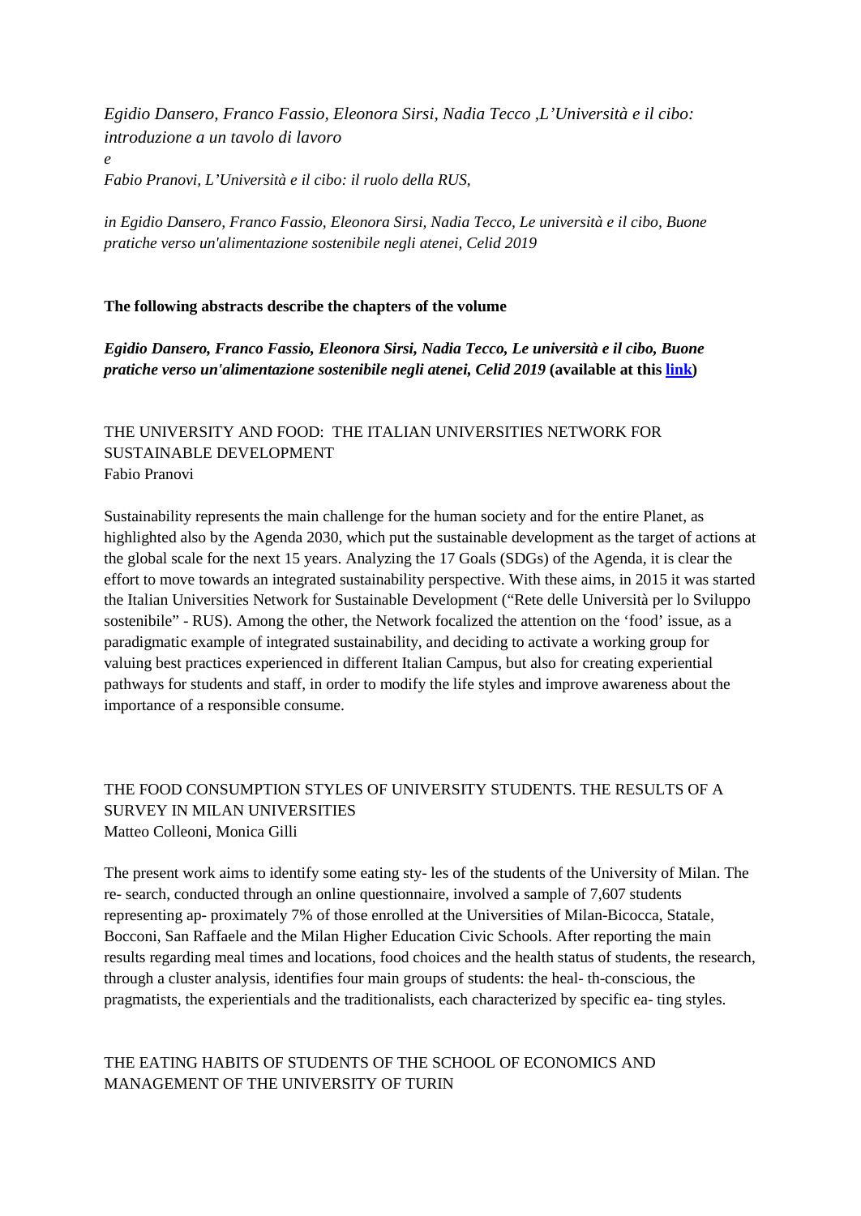*Egidio Dansero, Franco Fassio, Eleonora Sirsi, Nadia Tecco ,L'Università e il cibo: introduzione a un tavolo di lavoro*

*e*

*Fabio Pranovi, L'Università e il cibo: il ruolo della RUS,*

*in Egidio Dansero, Franco Fassio, Eleonora Sirsi, Nadia Tecco, Le università e il cibo, Buone pratiche verso un'alimentazione sostenibile negli atenei, Celid 2019*

**The following abstracts describe the chapters of the volume**

***Egidio Dansero, Franco Fassio, Eleonora Sirsi, Nadia Tecco, Le università e il cibo, Buone pratiche verso un'alimentazione sostenibile negli atenei, Celid 2019* (available at this link)**

THE UNIVERSITY AND FOOD: THE ITALIAN UNIVERSITIES NETWORK FOR SUSTAINABLE DEVELOPMENT
Fabio Pranovi

Sustainability represents the main challenge for the human society and for the entire Planet, as highlighted also by the Agenda 2030, which put the sustainable development as the target of actions at the global scale for the next 15 years. Analyzing the 17 Goals (SDGs) of the Agenda, it is clear the effort to move towards an integrated sustainability perspective. With these aims, in 2015 it was started the Italian Universities Network for Sustainable Development ("Rete delle Università per lo Sviluppo sostenibile" - RUS). Among the other, the Network focalized the attention on the 'food' issue, as a paradigmatic example of integrated sustainability, and deciding to activate a working group for valuing best practices experienced in different Italian Campus, but also for creating experiential pathways for students and staff, in order to modify the life styles and improve awareness about the importance of a responsible consume.

THE FOOD CONSUMPTION STYLES OF UNIVERSITY STUDENTS. THE RESULTS OF A SURVEY IN MILAN UNIVERSITIES
Matteo Colleoni, Monica Gilli

The present work aims to identify some eating sty- les of the students of the University of Milan. The re- search, conducted through an online questionnaire, involved a sample of 7,607 students representing ap- proximately 7% of those enrolled at the Universities of Milan-Bicocca, Statale, Bocconi, San Raffaele and the Milan Higher Education Civic Schools. After reporting the main results regarding meal times and locations, food choices and the health status of students, the research, through a cluster analysis, identifies four main groups of students: the heal- th-conscious, the pragmatists, the experientials and the traditionalists, each characterized by specific ea- ting styles.

THE EATING HABITS OF STUDENTS OF THE SCHOOL OF ECONOMICS AND MANAGEMENT OF THE UNIVERSITY OF TURIN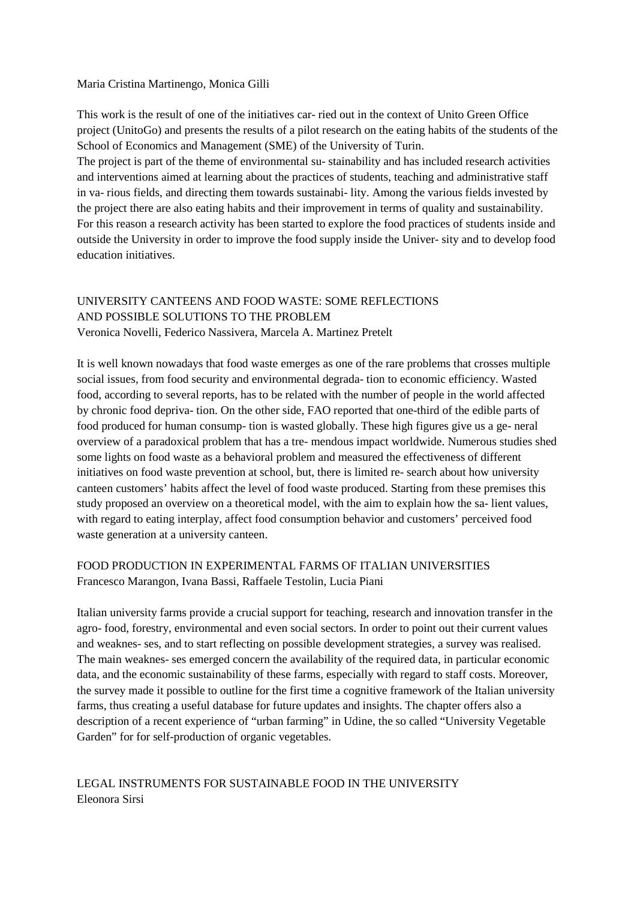Maria Cristina Martinengo, Monica Gilli

This work is the result of one of the initiatives car- ried out in the context of Unito Green Office project (UnitoGo) and presents the results of a pilot research on the eating habits of the students of the School of Economics and Management (SME) of the University of Turin.
The project is part of the theme of environmental su- stainability and has included research activities and interventions aimed at learning about the practices of students, teaching and administrative staff in va- rious fields, and directing them towards sustainabi- lity. Among the various fields invested by the project there are also eating habits and their improvement in terms of quality and sustainability. For this reason a research activity has been started to explore the food practices of students inside and outside the University in order to improve the food supply inside the Univer- sity and to develop food education initiatives.

## UNIVERSITY CANTEENS AND FOOD WASTE: SOME REFLECTIONS AND POSSIBLE SOLUTIONS TO THE PROBLEM

Veronica Novelli, Federico Nassivera, Marcela A. Martinez Pretelt

It is well known nowadays that food waste emerges as one of the rare problems that crosses multiple social issues, from food security and environmental degrada- tion to economic efficiency. Wasted food, according to several reports, has to be related with the number of people in the world affected by chronic food depriva- tion. On the other side, FAO reported that one-third of the edible parts of food produced for human consump- tion is wasted globally. These high figures give us a ge- neral overview of a paradoxical problem that has a tre- mendous impact worldwide. Numerous studies shed some lights on food waste as a behavioral problem and measured the effectiveness of different initiatives on food waste prevention at school, but, there is limited re- search about how university canteen customers' habits affect the level of food waste produced. Starting from these premises this study proposed an overview on a theoretical model, with the aim to explain how the sa- lient values, with regard to eating interplay, affect food consumption behavior and customers' perceived food waste generation at a university canteen.

## FOOD PRODUCTION IN EXPERIMENTAL FARMS OF ITALIAN UNIVERSITIES

Francesco Marangon, Ivana Bassi, Raffaele Testolin, Lucia Piani

Italian university farms provide a crucial support for teaching, research and innovation transfer in the agro- food, forestry, environmental and even social sectors. In order to point out their current values and weaknes- ses, and to start reflecting on possible development strategies, a survey was realised. The main weaknes- ses emerged concern the availability of the required data, in particular economic data, and the economic sustainability of these farms, especially with regard to staff costs. Moreover, the survey made it possible to outline for the first time a cognitive framework of the Italian university farms, thus creating a useful database for future updates and insights. The chapter offers also a description of a recent experience of "urban farming" in Udine, the so called "University Vegetable Garden" for for self-production of organic vegetables.

## LEGAL INSTRUMENTS FOR SUSTAINABLE FOOD IN THE UNIVERSITY

Eleonora Sirsi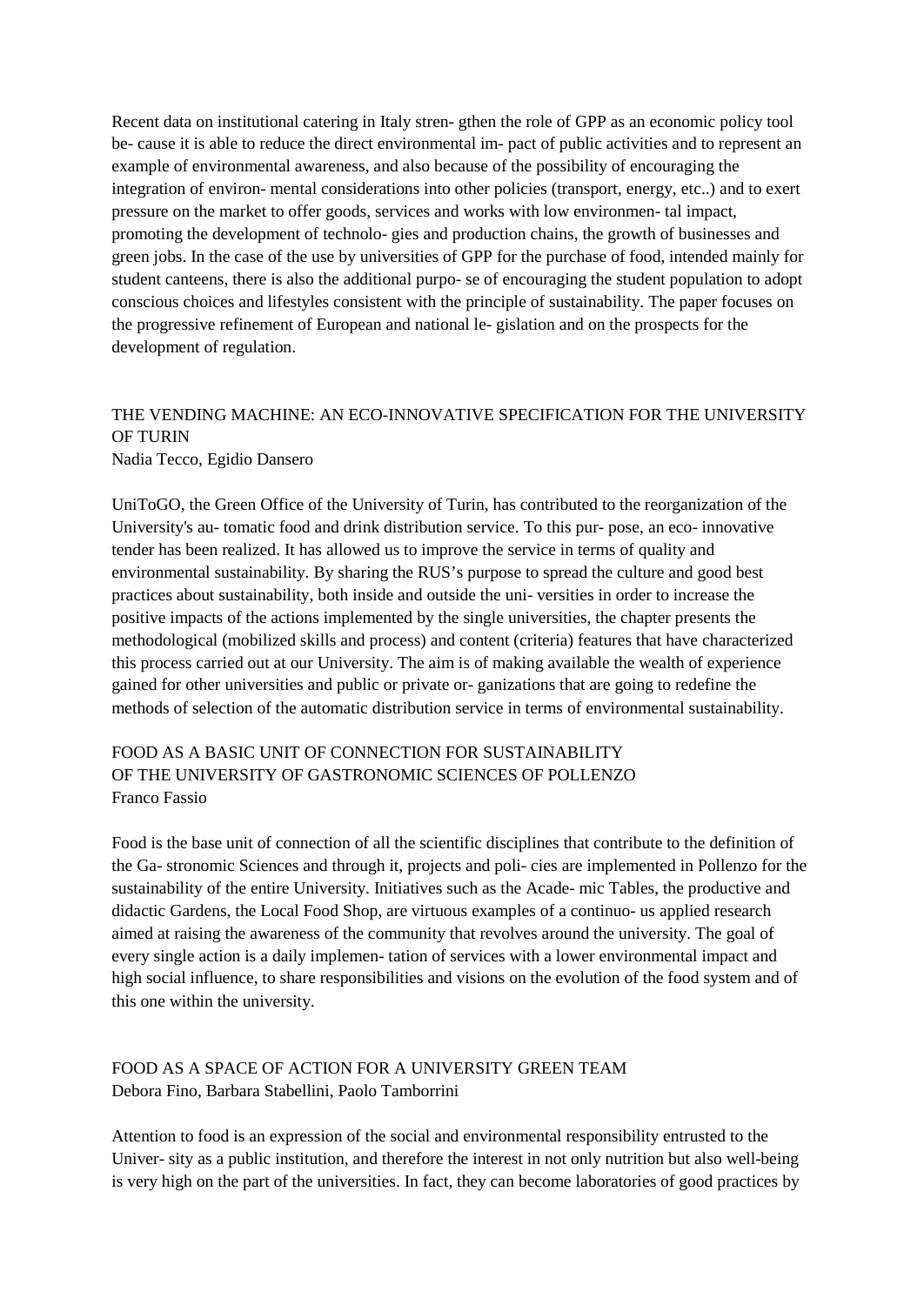Recent data on institutional catering in Italy stren- gthen the role of GPP as an economic policy tool be- cause it is able to reduce the direct environmental im- pact of public activities and to represent an example of environmental awareness, and also because of the possibility of encouraging the integration of environ- mental considerations into other policies (transport, energy, etc..) and to exert pressure on the market to offer goods, services and works with low environmen- tal impact, promoting the development of technolo- gies and production chains, the growth of businesses and green jobs. In the case of the use by universities of GPP for the purchase of food, intended mainly for student canteens, there is also the additional purpo- se of encouraging the student population to adopt conscious choices and lifestyles consistent with the principle of sustainability. The paper focuses on the progressive refinement of European and national le- gislation and on the prospects for the development of regulation.

## THE VENDING MACHINE: AN ECO-INNOVATIVE SPECIFICATION FOR THE UNIVERSITY OF TURIN

Nadia Tecco, Egidio Dansero

UniToGO, the Green Office of the University of Turin, has contributed to the reorganization of the University's au- tomatic food and drink distribution service. To this pur- pose, an eco- innovative tender has been realized. It has allowed us to improve the service in terms of quality and environmental sustainability. By sharing the RUS's purpose to spread the culture and good best practices about sustainability, both inside and outside the uni- versities in order to increase the positive impacts of the actions implemented by the single universities, the chapter presents the methodological (mobilized skills and process) and content (criteria) features that have characterized this process carried out at our University. The aim is of making available the wealth of experience gained for other universities and public or private or- ganizations that are going to redefine the methods of selection of the automatic distribution service in terms of environmental sustainability.

## FOOD AS A BASIC UNIT OF CONNECTION FOR SUSTAINABILITY OF THE UNIVERSITY OF GASTRONOMIC SCIENCES OF POLLENZO

Franco Fassio

Food is the base unit of connection of all the scientific disciplines that contribute to the definition of the Ga- stronomic Sciences and through it, projects and poli- cies are implemented in Pollenzo for the sustainability of the entire University. Initiatives such as the Acade- mic Tables, the productive and didactic Gardens, the Local Food Shop, are virtuous examples of a continuo- us applied research aimed at raising the awareness of the community that revolves around the university. The goal of every single action is a daily implemen- tation of services with a lower environmental impact and high social influence, to share responsibilities and visions on the evolution of the food system and of this one within the university.

## FOOD AS A SPACE OF ACTION FOR A UNIVERSITY GREEN TEAM

Debora Fino, Barbara Stabellini, Paolo Tamborrini

Attention to food is an expression of the social and environmental responsibility entrusted to the Univer- sity as a public institution, and therefore the interest in not only nutrition but also well-being is very high on the part of the universities. In fact, they can become laboratories of good practices by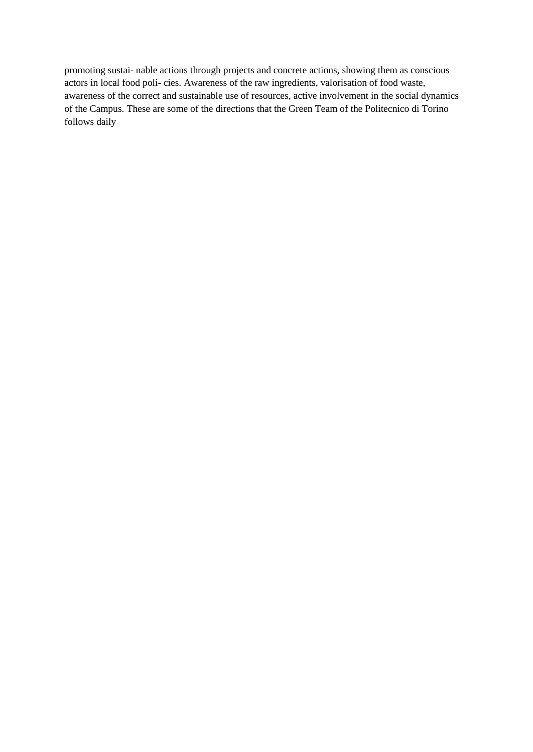promoting sustai- nable actions through projects and concrete actions, showing them as conscious actors in local food poli- cies. Awareness of the raw ingredients, valorisation of food waste, awareness of the correct and sustainable use of resources, active involvement in the social dynamics of the Campus. These are some of the directions that the Green Team of the Politecnico di Torino follows daily